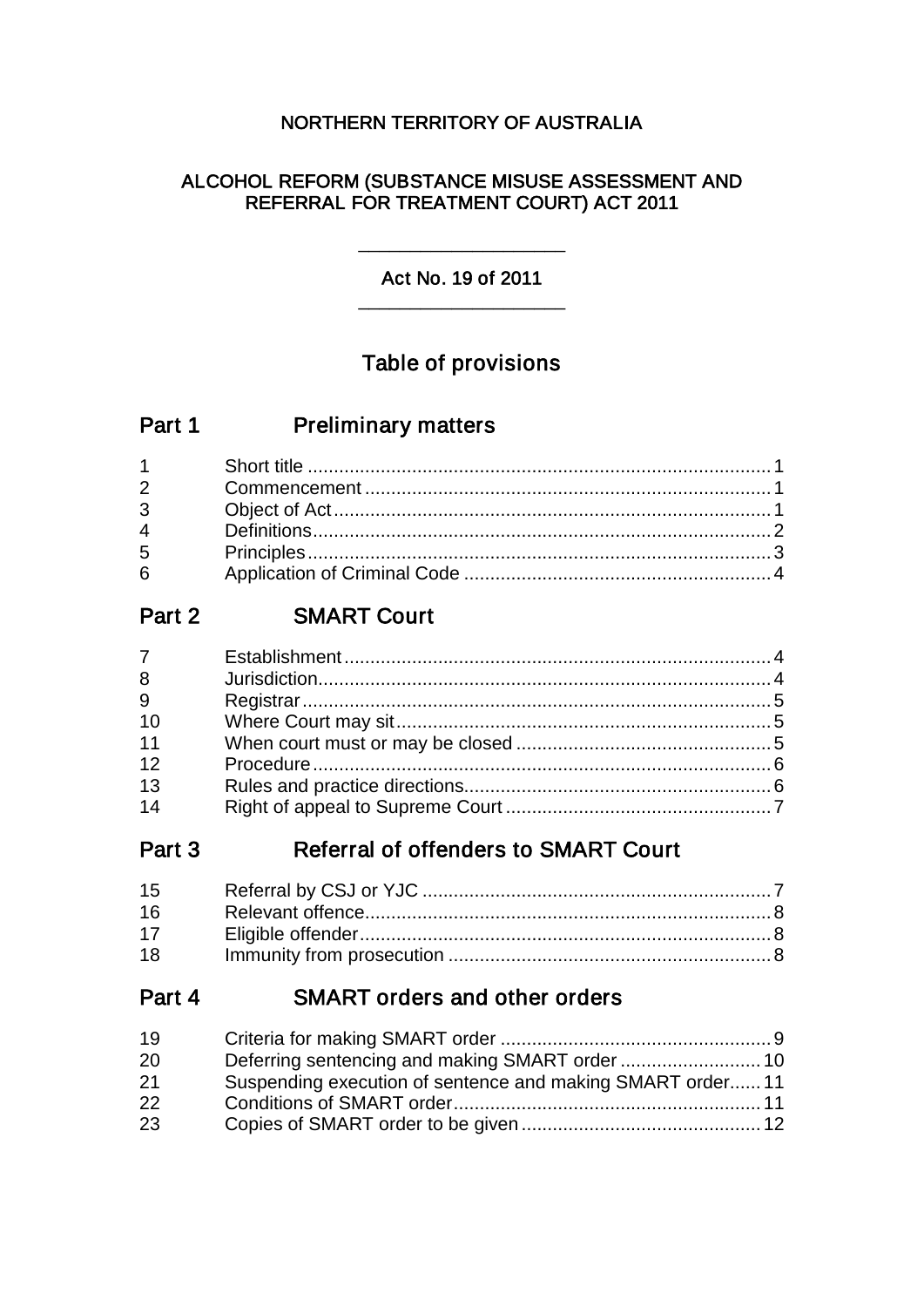# NORTHERN TERRITORY OF AUSTRALIA

## ALCOHOL REFORM (SUBSTANCE MISUSE ASSESSMENT AND REFERRAL FOR TREATMENT COURT) ACT 2011

---

Act No. 19 of 2011

---

## Table of provisions

### Part 1 Preliminary matters

| | | |
|---|---|---|
| 1 | Short title | 1 |
| 2 | Commencement | 1 |
| 3 | Object of Act | 1 |
| 4 | Definitions | 2 |
| 5 | Principles | 3 |
| 6 | Application of Criminal Code | 4 |

### Part 2 SMART Court

| | | |
|---|---|---|
| 7 | Establishment | 4 |
| 8 | Jurisdiction | 4 |
| 9 | Registrar | 5 |
| 10 | Where Court may sit | 5 |
| 11 | When court must or may be closed | 5 |
| 12 | Procedure | 6 |
| 13 | Rules and practice directions | 6 |
| 14 | Right of appeal to Supreme Court | 7 |

### Part 3 Referral of offenders to SMART Court

| | | |
|---|---|---|
| 15 | Referral by CSJ or YJC | 7 |
| 16 | Relevant offence | 8 |
| 17 | Eligible offender | 8 |
| 18 | Immunity from prosecution | 8 |

### Part 4 SMART orders and other orders

| | | |
|---|---|---|
| 19 | Criteria for making SMART order | 9 |
| 20 | Deferring sentencing and making SMART order | 10 |
| 21 | Suspending execution of sentence and making SMART order | 11 |
| 22 | Conditions of SMART order | 11 |
| 23 | Copies of SMART order to be given | 12 |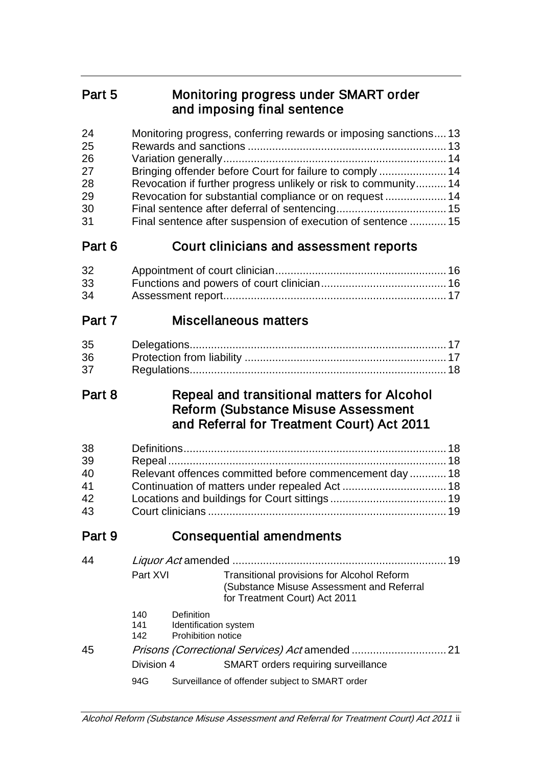## Part 5 Monitoring progress under SMART order and imposing final sentence

| | | |
|---|---|---|
| 24 | Monitoring progress, conferring rewards or imposing sanctions | 13 |
| 25 | Rewards and sanctions | 13 |
| 26 | Variation generally | 14 |
| 27 | Bringing offender before Court for failure to comply | 14 |
| 28 | Revocation if further progress unlikely or risk to community | 14 |
| 29 | Revocation for substantial compliance or on request | 14 |
| 30 | Final sentence after deferral of sentencing | 15 |
| 31 | Final sentence after suspension of execution of sentence | 15 |

## Part 6 Court clinicians and assessment reports

| | | |
|---|---|---|
| 32 | Appointment of court clinician | 16 |
| 33 | Functions and powers of court clinician | 16 |
| 34 | Assessment report | 17 |

## Part 7 Miscellaneous matters

| | | |
|---|---|---|
| 35 | Delegations | 17 |
| 36 | Protection from liability | 17 |
| 37 | Regulations | 18 |

## Part 8 Repeal and transitional matters for Alcohol Reform (Substance Misuse Assessment and Referral for Treatment Court) Act 2011

| | | |
|---|---|---|
| 38 | Definitions | 18 |
| 39 | Repeal | 18 |
| 40 | Relevant offences committed before commencement day | 18 |
| 41 | Continuation of matters under repealed Act | 18 |
| 42 | Locations and buildings for Court sittings | 19 |
| 43 | Court clinicians | 19 |

## Part 9 Consequential amendments

44 *Liquor Act* amended ........ 19

Part XVI Transitional provisions for Alcohol Reform (Substance Misuse Assessment and Referral for Treatment Court) Act 2011

- 140 Definition
- 141 Identification system
- 142 Prohibition notice

45 *Prisons (Correctional Services) Act* amended ........ 21

Division 4 SMART orders requiring surveillance

- 94G Surveillance of offender subject to SMART order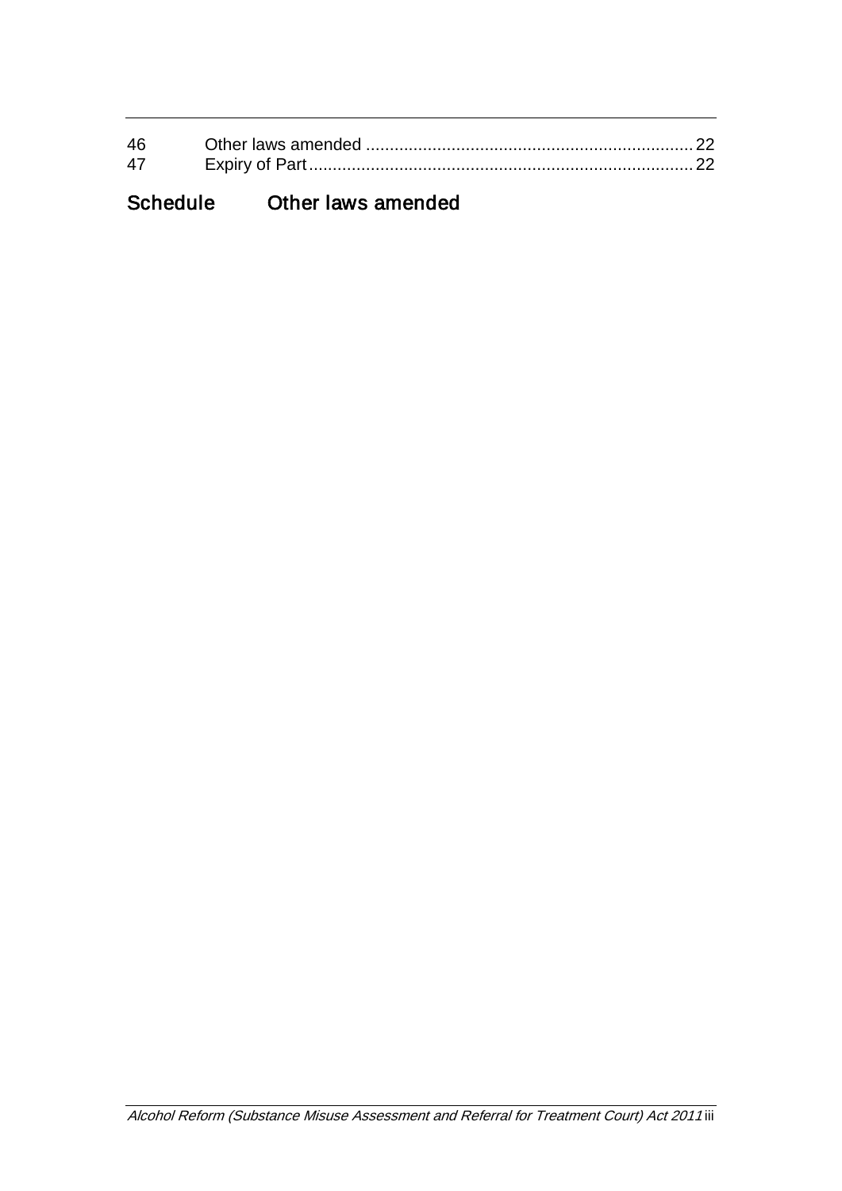| | | |
|---|---|---|
| 46 | Other laws amended | 22 |
| 47 | Expiry of Part | 22 |

## Schedule Other laws amended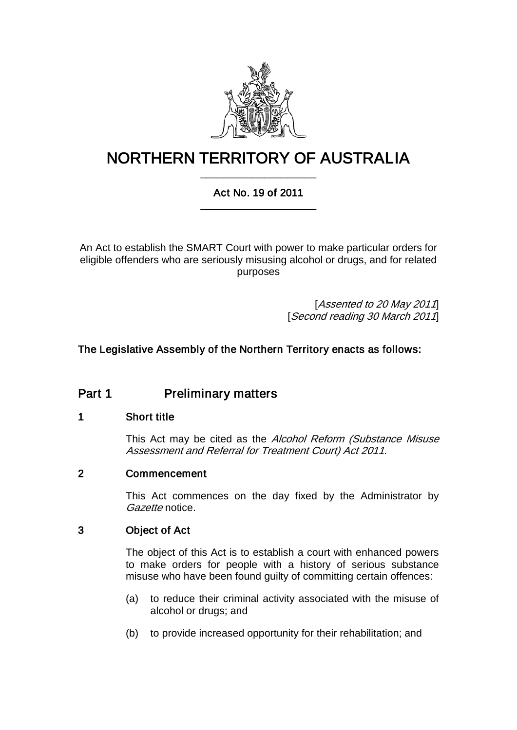# NORTHERN TERRITORY OF AUSTRALIA

## Act No. 19 of 2011

An Act to establish the SMART Court with power to make particular orders for eligible offenders who are seriously misusing alcohol or drugs, and for related purposes

[*Assented to 20 May 2011*]
[*Second reading 30 March 2011*]

**The Legislative Assembly of the Northern Territory enacts as follows:**

## Part 1 Preliminary matters

### 1 Short title

This Act may be cited as the *Alcohol Reform (Substance Misuse Assessment and Referral for Treatment Court) Act 2011*.

### 2 Commencement

This Act commences on the day fixed by the Administrator by *Gazette* notice.

### 3 Object of Act

The object of this Act is to establish a court with enhanced powers to make orders for people with a history of serious substance misuse who have been found guilty of committing certain offences:

(a) to reduce their criminal activity associated with the misuse of alcohol or drugs; and

(b) to provide increased opportunity for their rehabilitation; and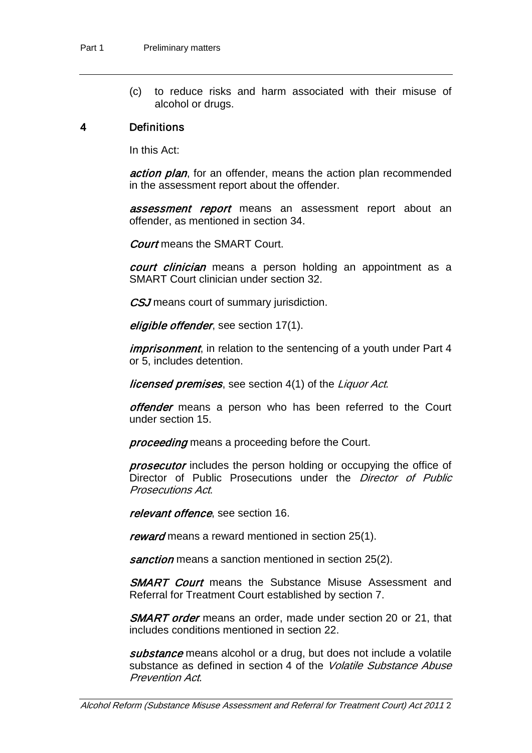(c) to reduce risks and harm associated with their misuse of alcohol or drugs.

## 4 Definitions

In this Act:

***action plan***, for an offender, means the action plan recommended in the assessment report about the offender.

***assessment report*** means an assessment report about an offender, as mentioned in section 34.

***Court*** means the SMART Court.

***court clinician*** means a person holding an appointment as a SMART Court clinician under section 32.

***CSJ*** means court of summary jurisdiction.

***eligible offender***, see section 17(1).

***imprisonment***, in relation to the sentencing of a youth under Part 4 or 5, includes detention.

***licensed premises***, see section 4(1) of the *Liquor Act*.

***offender*** means a person who has been referred to the Court under section 15.

***proceeding*** means a proceeding before the Court.

***prosecutor*** includes the person holding or occupying the office of Director of Public Prosecutions under the *Director of Public Prosecutions Act*.

***relevant offence***, see section 16.

***reward*** means a reward mentioned in section 25(1).

***sanction*** means a sanction mentioned in section 25(2).

***SMART Court*** means the Substance Misuse Assessment and Referral for Treatment Court established by section 7.

***SMART order*** means an order, made under section 20 or 21, that includes conditions mentioned in section 22.

***substance*** means alcohol or a drug, but does not include a volatile substance as defined in section 4 of the *Volatile Substance Abuse Prevention Act*.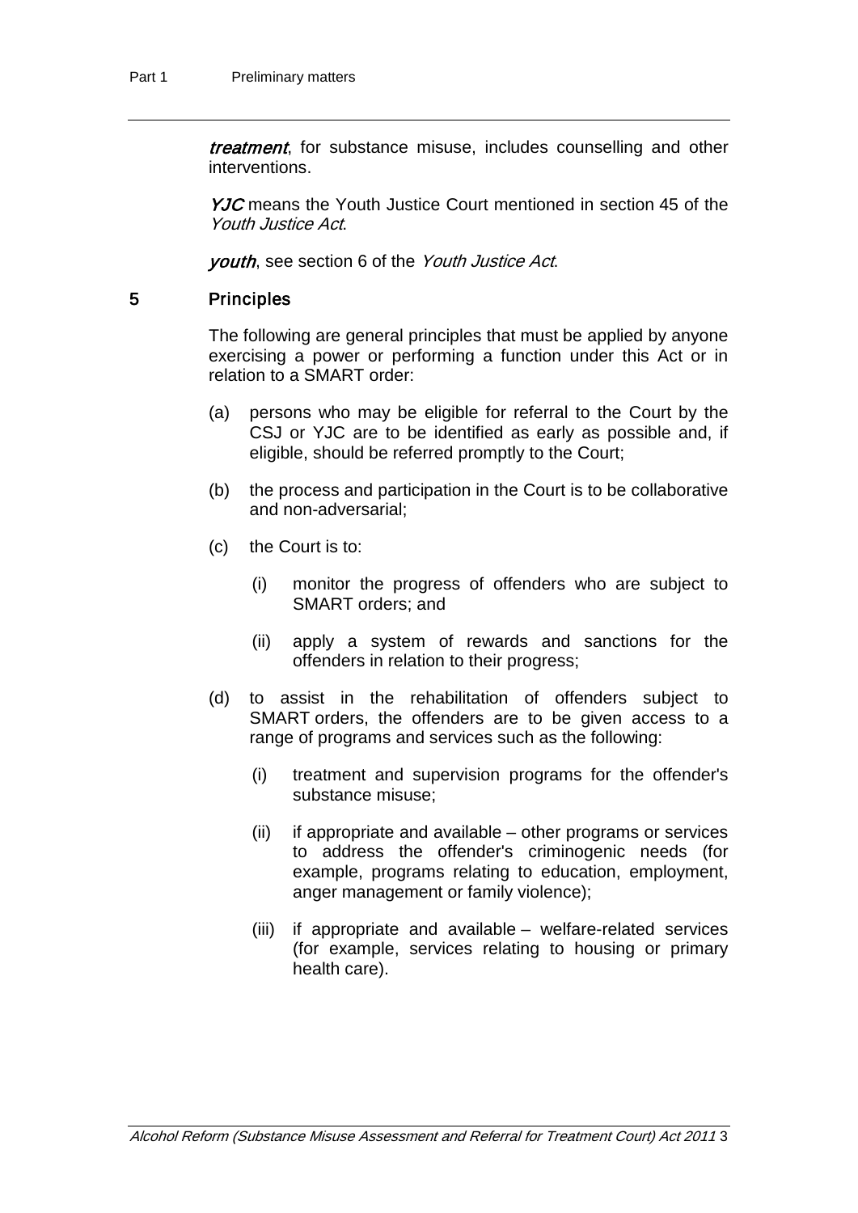***treatment***, for substance misuse, includes counselling and other interventions.

***YJC*** means the Youth Justice Court mentioned in section 45 of the *Youth Justice Act*.

***youth***, see section 6 of the *Youth Justice Act*.

### 5 Principles

The following are general principles that must be applied by anyone exercising a power or performing a function under this Act or in relation to a SMART order:

(a) persons who may be eligible for referral to the Court by the CSJ or YJC are to be identified as early as possible and, if eligible, should be referred promptly to the Court;

(b) the process and participation in the Court is to be collaborative and non-adversarial;

(c) the Court is to:

(i) monitor the progress of offenders who are subject to SMART orders; and

(ii) apply a system of rewards and sanctions for the offenders in relation to their progress;

(d) to assist in the rehabilitation of offenders subject to SMART orders, the offenders are to be given access to a range of programs and services such as the following:

(i) treatment and supervision programs for the offender's substance misuse;

(ii) if appropriate and available – other programs or services to address the offender's criminogenic needs (for example, programs relating to education, employment, anger management or family violence);

(iii) if appropriate and available – welfare-related services (for example, services relating to housing or primary health care).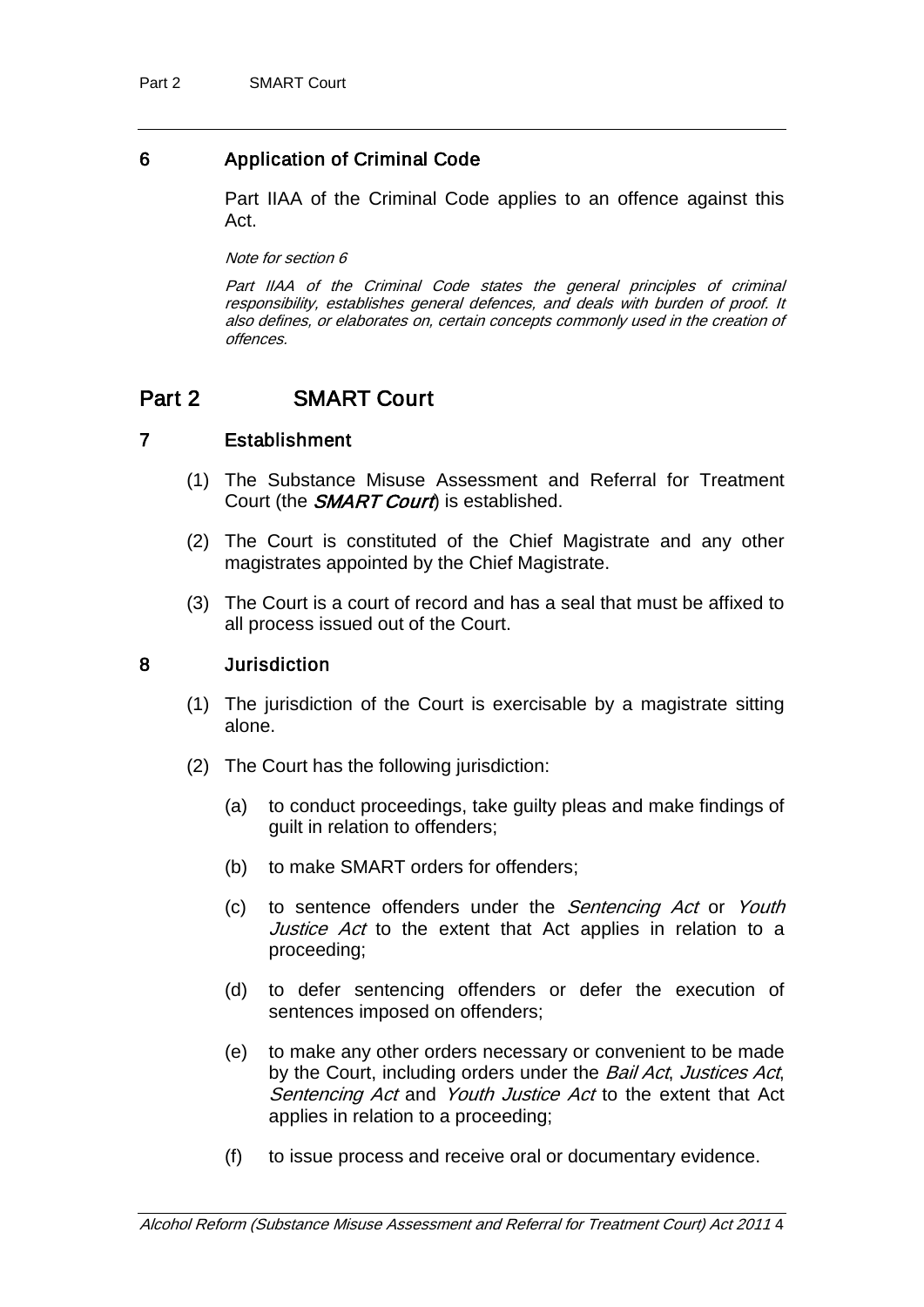## 6 Application of Criminal Code

Part IIAA of the Criminal Code applies to an offence against this Act.

*Note for section 6*

*Part IIAA of the Criminal Code states the general principles of criminal responsibility, establishes general defences, and deals with burden of proof. It also defines, or elaborates on, certain concepts commonly used in the creation of offences.*

# Part 2 SMART Court

## 7 Establishment

(1) The Substance Misuse Assessment and Referral for Treatment Court (the ***SMART Court***) is established.

(2) The Court is constituted of the Chief Magistrate and any other magistrates appointed by the Chief Magistrate.

(3) The Court is a court of record and has a seal that must be affixed to all process issued out of the Court.

## 8 Jurisdiction

(1) The jurisdiction of the Court is exercisable by a magistrate sitting alone.

(2) The Court has the following jurisdiction:

(a) to conduct proceedings, take guilty pleas and make findings of guilt in relation to offenders;

(b) to make SMART orders for offenders;

(c) to sentence offenders under the *Sentencing Act* or *Youth Justice Act* to the extent that Act applies in relation to a proceeding;

(d) to defer sentencing offenders or defer the execution of sentences imposed on offenders;

(e) to make any other orders necessary or convenient to be made by the Court, including orders under the *Bail Act*, *Justices Act*, *Sentencing Act* and *Youth Justice Act* to the extent that Act applies in relation to a proceeding;

(f) to issue process and receive oral or documentary evidence.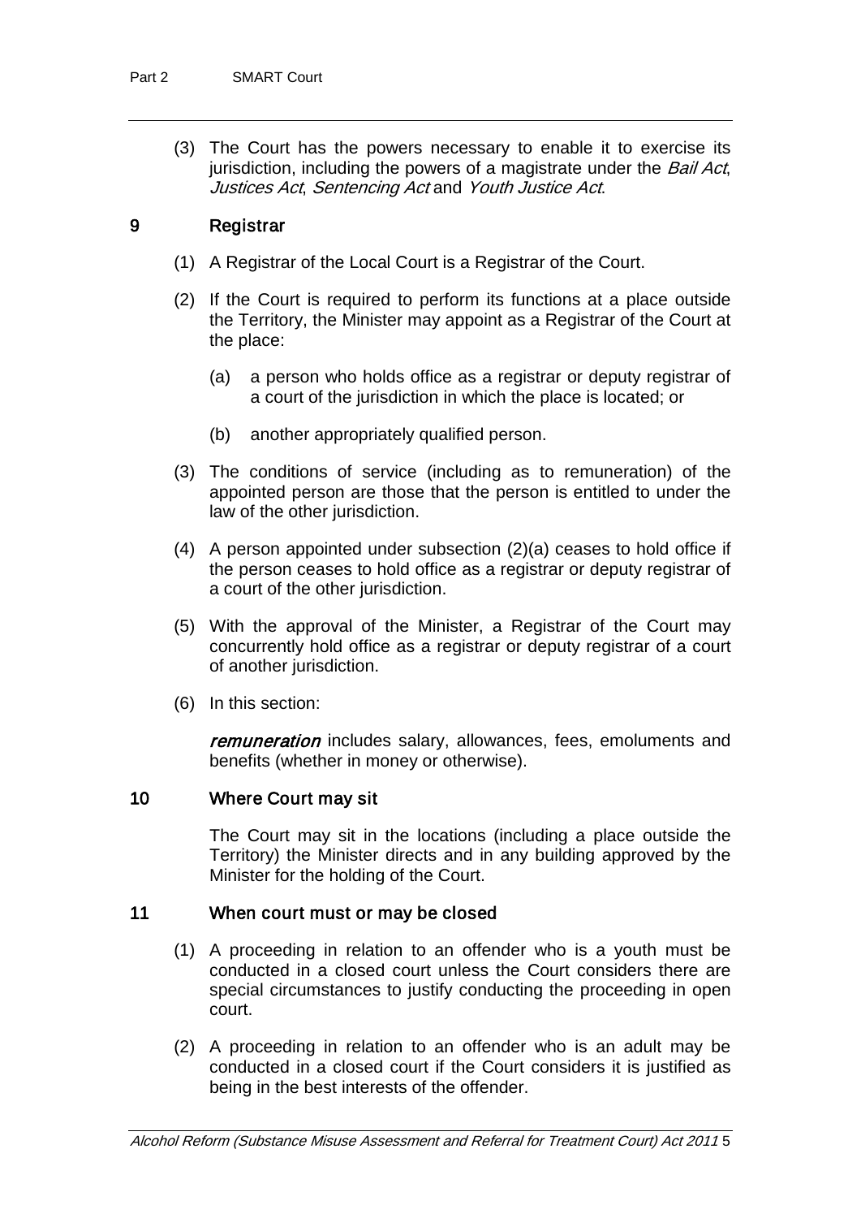(3) The Court has the powers necessary to enable it to exercise its jurisdiction, including the powers of a magistrate under the *Bail Act*, *Justices Act*, *Sentencing Act* and *Youth Justice Act*.

### 9 Registrar

(1) A Registrar of the Local Court is a Registrar of the Court.

(2) If the Court is required to perform its functions at a place outside the Territory, the Minister may appoint as a Registrar of the Court at the place:

(a) a person who holds office as a registrar or deputy registrar of a court of the jurisdiction in which the place is located; or

(b) another appropriately qualified person.

(3) The conditions of service (including as to remuneration) of the appointed person are those that the person is entitled to under the law of the other jurisdiction.

(4) A person appointed under subsection (2)(a) ceases to hold office if the person ceases to hold office as a registrar or deputy registrar of a court of the other jurisdiction.

(5) With the approval of the Minister, a Registrar of the Court may concurrently hold office as a registrar or deputy registrar of a court of another jurisdiction.

(6) In this section:

***remuneration*** includes salary, allowances, fees, emoluments and benefits (whether in money or otherwise).

### 10 Where Court may sit

The Court may sit in the locations (including a place outside the Territory) the Minister directs and in any building approved by the Minister for the holding of the Court.

### 11 When court must or may be closed

(1) A proceeding in relation to an offender who is a youth must be conducted in a closed court unless the Court considers there are special circumstances to justify conducting the proceeding in open court.

(2) A proceeding in relation to an offender who is an adult may be conducted in a closed court if the Court considers it is justified as being in the best interests of the offender.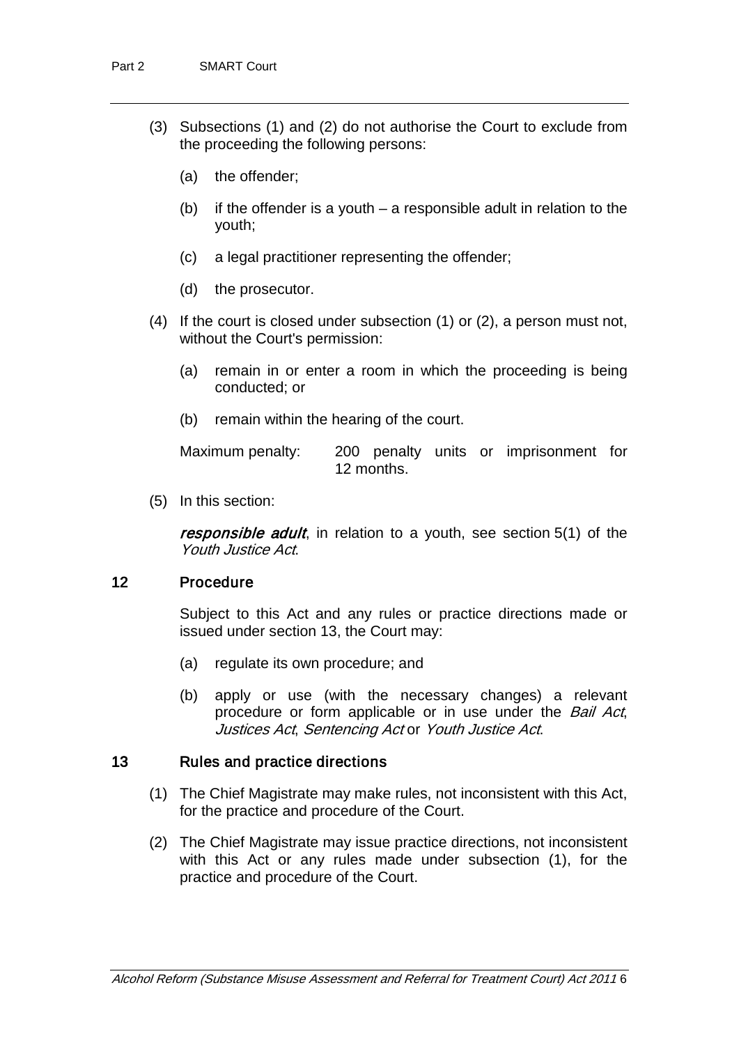(3) Subsections (1) and (2) do not authorise the Court to exclude from the proceeding the following persons:

(a) the offender;

(b) if the offender is a youth – a responsible adult in relation to the youth;

(c) a legal practitioner representing the offender;

(d) the prosecutor.

(4) If the court is closed under subsection (1) or (2), a person must not, without the Court's permission:

(a) remain in or enter a room in which the proceeding is being conducted; or

(b) remain within the hearing of the court.

Maximum penalty: 200 penalty units or imprisonment for 12 months.

(5) In this section:

***responsible adult***, in relation to a youth, see section 5(1) of the *Youth Justice Act*.

### 12 Procedure

Subject to this Act and any rules or practice directions made or issued under section 13, the Court may:

(a) regulate its own procedure; and

(b) apply or use (with the necessary changes) a relevant procedure or form applicable or in use under the *Bail Act*, *Justices Act*, *Sentencing Act* or *Youth Justice Act*.

### 13 Rules and practice directions

(1) The Chief Magistrate may make rules, not inconsistent with this Act, for the practice and procedure of the Court.

(2) The Chief Magistrate may issue practice directions, not inconsistent with this Act or any rules made under subsection (1), for the practice and procedure of the Court.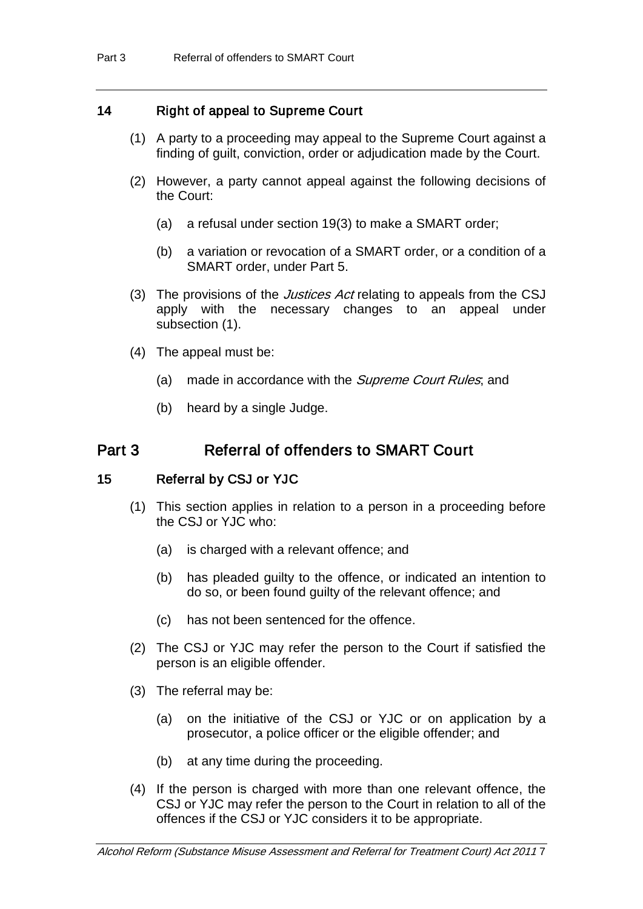### 14 Right of appeal to Supreme Court

(1) A party to a proceeding may appeal to the Supreme Court against a finding of guilt, conviction, order or adjudication made by the Court.

(2) However, a party cannot appeal against the following decisions of the Court:

(a) a refusal under section 19(3) to make a SMART order;

(b) a variation or revocation of a SMART order, or a condition of a SMART order, under Part 5.

(3) The provisions of the *Justices Act* relating to appeals from the CSJ apply with the necessary changes to an appeal under subsection (1).

(4) The appeal must be:

(a) made in accordance with the *Supreme Court Rules*; and

(b) heard by a single Judge.

## Part 3 Referral of offenders to SMART Court

### 15 Referral by CSJ or YJC

(1) This section applies in relation to a person in a proceeding before the CSJ or YJC who:

(a) is charged with a relevant offence; and

(b) has pleaded guilty to the offence, or indicated an intention to do so, or been found guilty of the relevant offence; and

(c) has not been sentenced for the offence.

(2) The CSJ or YJC may refer the person to the Court if satisfied the person is an eligible offender.

(3) The referral may be:

(a) on the initiative of the CSJ or YJC or on application by a prosecutor, a police officer or the eligible offender; and

(b) at any time during the proceeding.

(4) If the person is charged with more than one relevant offence, the CSJ or YJC may refer the person to the Court in relation to all of the offences if the CSJ or YJC considers it to be appropriate.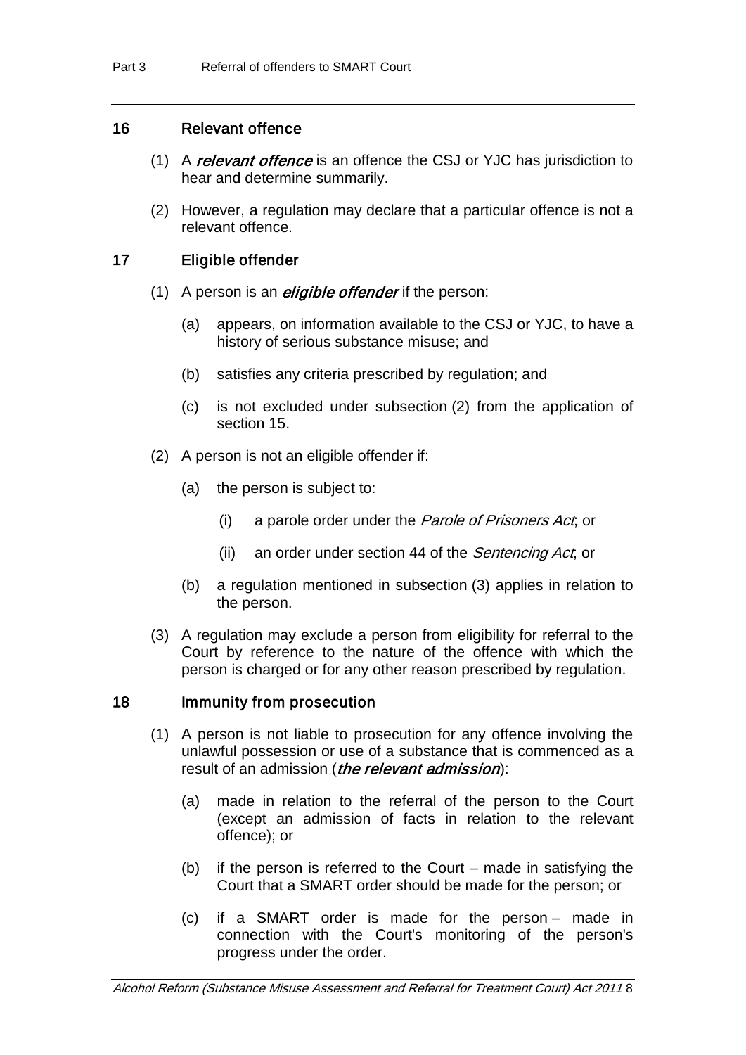## 16 Relevant offence

(1) A ***relevant offence*** is an offence the CSJ or YJC has jurisdiction to hear and determine summarily.

(2) However, a regulation may declare that a particular offence is not a relevant offence.

## 17 Eligible offender

(1) A person is an ***eligible offender*** if the person:

(a) appears, on information available to the CSJ or YJC, to have a history of serious substance misuse; and

(b) satisfies any criteria prescribed by regulation; and

(c) is not excluded under subsection (2) from the application of section 15.

(2) A person is not an eligible offender if:

(a) the person is subject to:

(i) a parole order under the *Parole of Prisoners Act*; or

(ii) an order under section 44 of the *Sentencing Act*; or

(b) a regulation mentioned in subsection (3) applies in relation to the person.

(3) A regulation may exclude a person from eligibility for referral to the Court by reference to the nature of the offence with which the person is charged or for any other reason prescribed by regulation.

## 18 Immunity from prosecution

(1) A person is not liable to prosecution for any offence involving the unlawful possession or use of a substance that is commenced as a result of an admission (***the relevant admission***):

(a) made in relation to the referral of the person to the Court (except an admission of facts in relation to the relevant offence); or

(b) if the person is referred to the Court – made in satisfying the Court that a SMART order should be made for the person; or

(c) if a SMART order is made for the person – made in connection with the Court's monitoring of the person's progress under the order.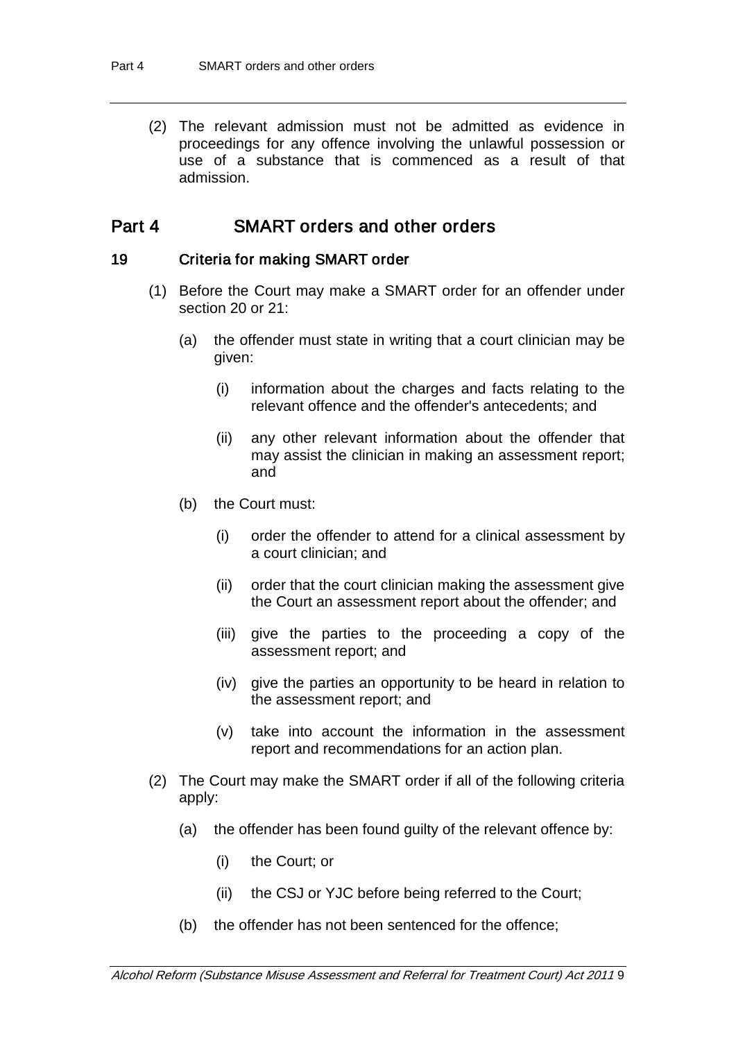(2) The relevant admission must not be admitted as evidence in proceedings for any offence involving the unlawful possession or use of a substance that is commenced as a result of that admission.

## Part 4 SMART orders and other orders

### 19 Criteria for making SMART order

(1) Before the Court may make a SMART order for an offender under section 20 or 21:

(a) the offender must state in writing that a court clinician may be given:

(i) information about the charges and facts relating to the relevant offence and the offender's antecedents; and

(ii) any other relevant information about the offender that may assist the clinician in making an assessment report; and

(b) the Court must:

(i) order the offender to attend for a clinical assessment by a court clinician; and

(ii) order that the court clinician making the assessment give the Court an assessment report about the offender; and

(iii) give the parties to the proceeding a copy of the assessment report; and

(iv) give the parties an opportunity to be heard in relation to the assessment report; and

(v) take into account the information in the assessment report and recommendations for an action plan.

(2) The Court may make the SMART order if all of the following criteria apply:

(a) the offender has been found guilty of the relevant offence by:

(i) the Court; or

(ii) the CSJ or YJC before being referred to the Court;

(b) the offender has not been sentenced for the offence;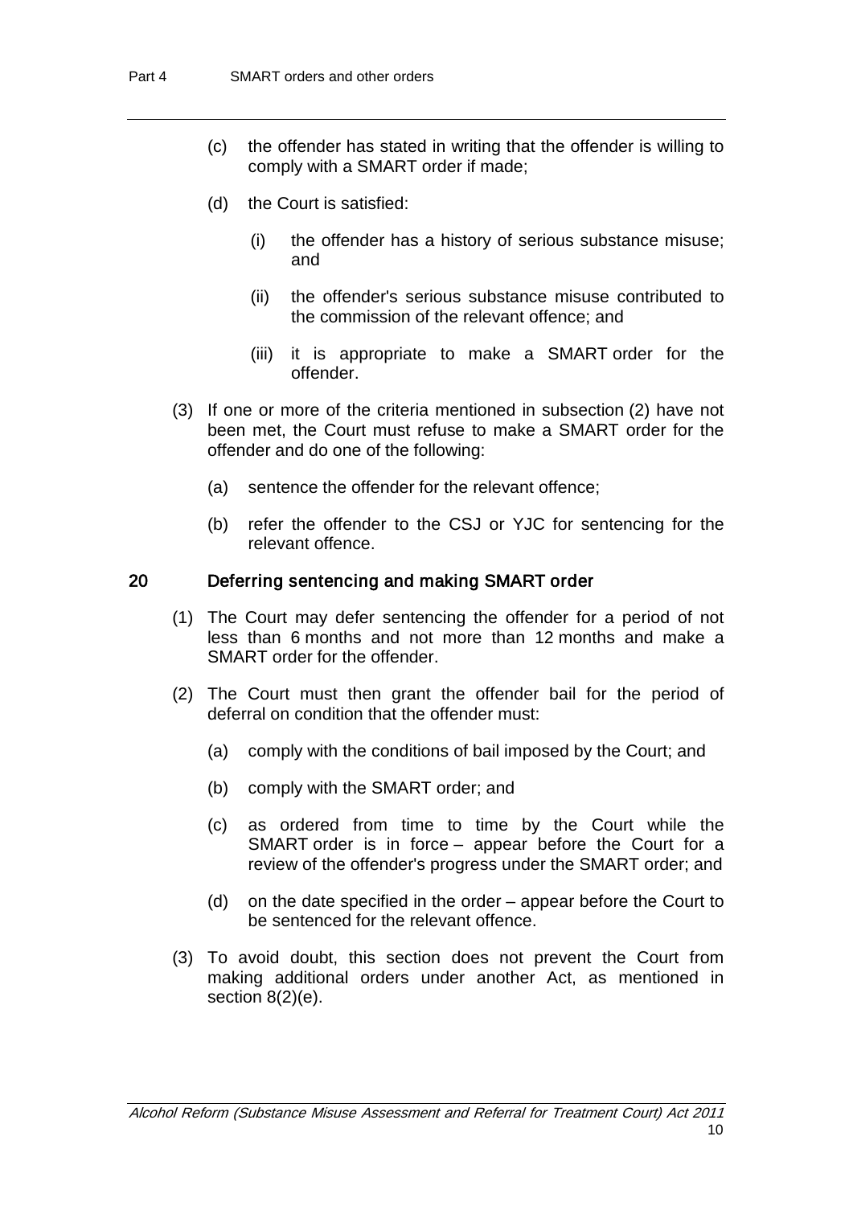(c) the offender has stated in writing that the offender is willing to comply with a SMART order if made;

(d) the Court is satisfied:

(i) the offender has a history of serious substance misuse; and

(ii) the offender's serious substance misuse contributed to the commission of the relevant offence; and

(iii) it is appropriate to make a SMART order for the offender.

(3) If one or more of the criteria mentioned in subsection (2) have not been met, the Court must refuse to make a SMART order for the offender and do one of the following:

(a) sentence the offender for the relevant offence;

(b) refer the offender to the CSJ or YJC for sentencing for the relevant offence.

### 20 Deferring sentencing and making SMART order

(1) The Court may defer sentencing the offender for a period of not less than 6 months and not more than 12 months and make a SMART order for the offender.

(2) The Court must then grant the offender bail for the period of deferral on condition that the offender must:

(a) comply with the conditions of bail imposed by the Court; and

(b) comply with the SMART order; and

(c) as ordered from time to time by the Court while the SMART order is in force – appear before the Court for a review of the offender's progress under the SMART order; and

(d) on the date specified in the order – appear before the Court to be sentenced for the relevant offence.

(3) To avoid doubt, this section does not prevent the Court from making additional orders under another Act, as mentioned in section 8(2)(e).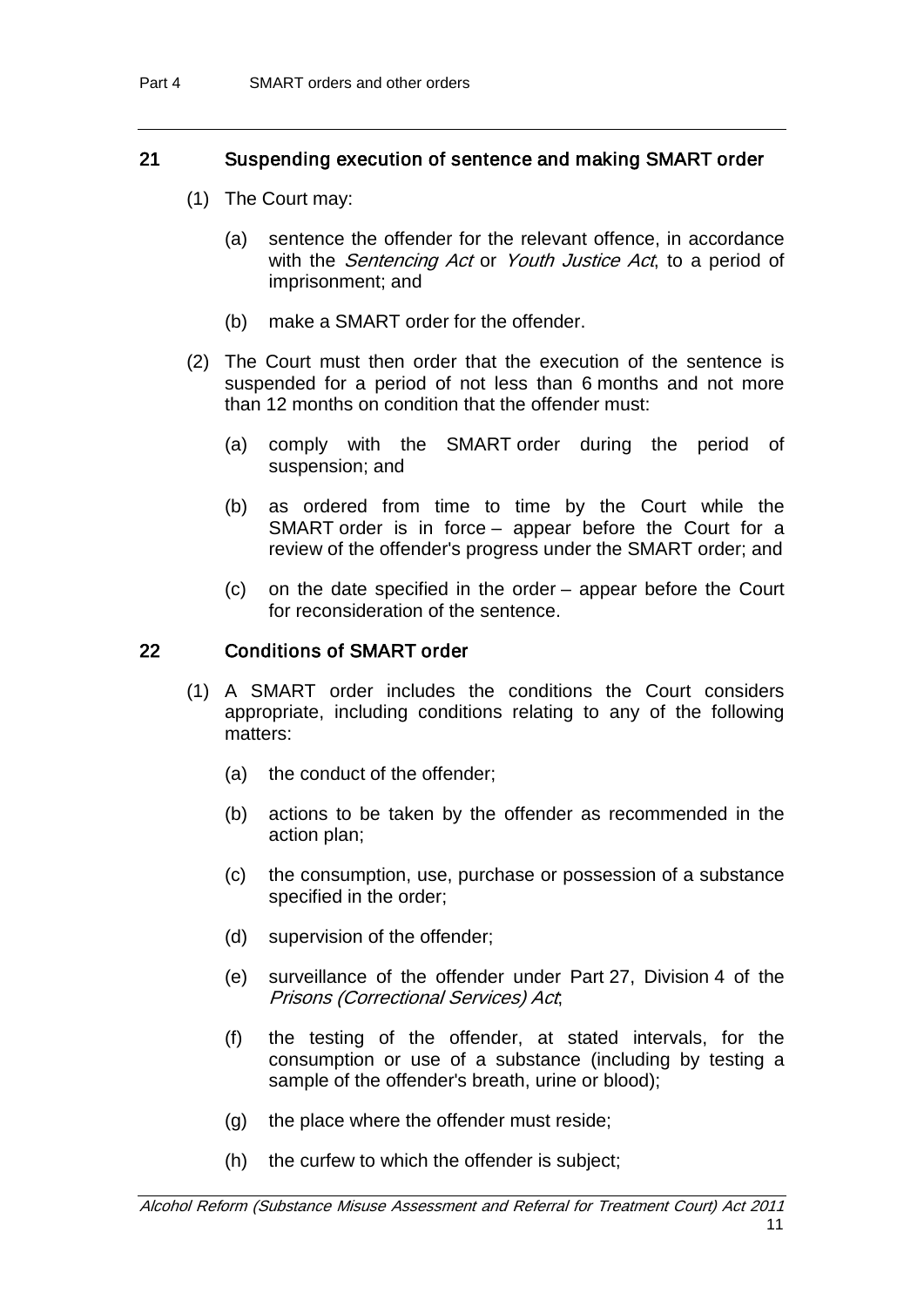### 21 Suspending execution of sentence and making SMART order

(1) The Court may:

(a) sentence the offender for the relevant offence, in accordance with the *Sentencing Act* or *Youth Justice Act*, to a period of imprisonment; and

(b) make a SMART order for the offender.

(2) The Court must then order that the execution of the sentence is suspended for a period of not less than 6 months and not more than 12 months on condition that the offender must:

(a) comply with the SMART order during the period of suspension; and

(b) as ordered from time to time by the Court while the SMART order is in force – appear before the Court for a review of the offender's progress under the SMART order; and

(c) on the date specified in the order – appear before the Court for reconsideration of the sentence.

### 22 Conditions of SMART order

(1) A SMART order includes the conditions the Court considers appropriate, including conditions relating to any of the following matters:

(a) the conduct of the offender;

(b) actions to be taken by the offender as recommended in the action plan;

(c) the consumption, use, purchase or possession of a substance specified in the order;

(d) supervision of the offender;

(e) surveillance of the offender under Part 27, Division 4 of the *Prisons (Correctional Services) Act*;

(f) the testing of the offender, at stated intervals, for the consumption or use of a substance (including by testing a sample of the offender's breath, urine or blood);

(g) the place where the offender must reside;

(h) the curfew to which the offender is subject;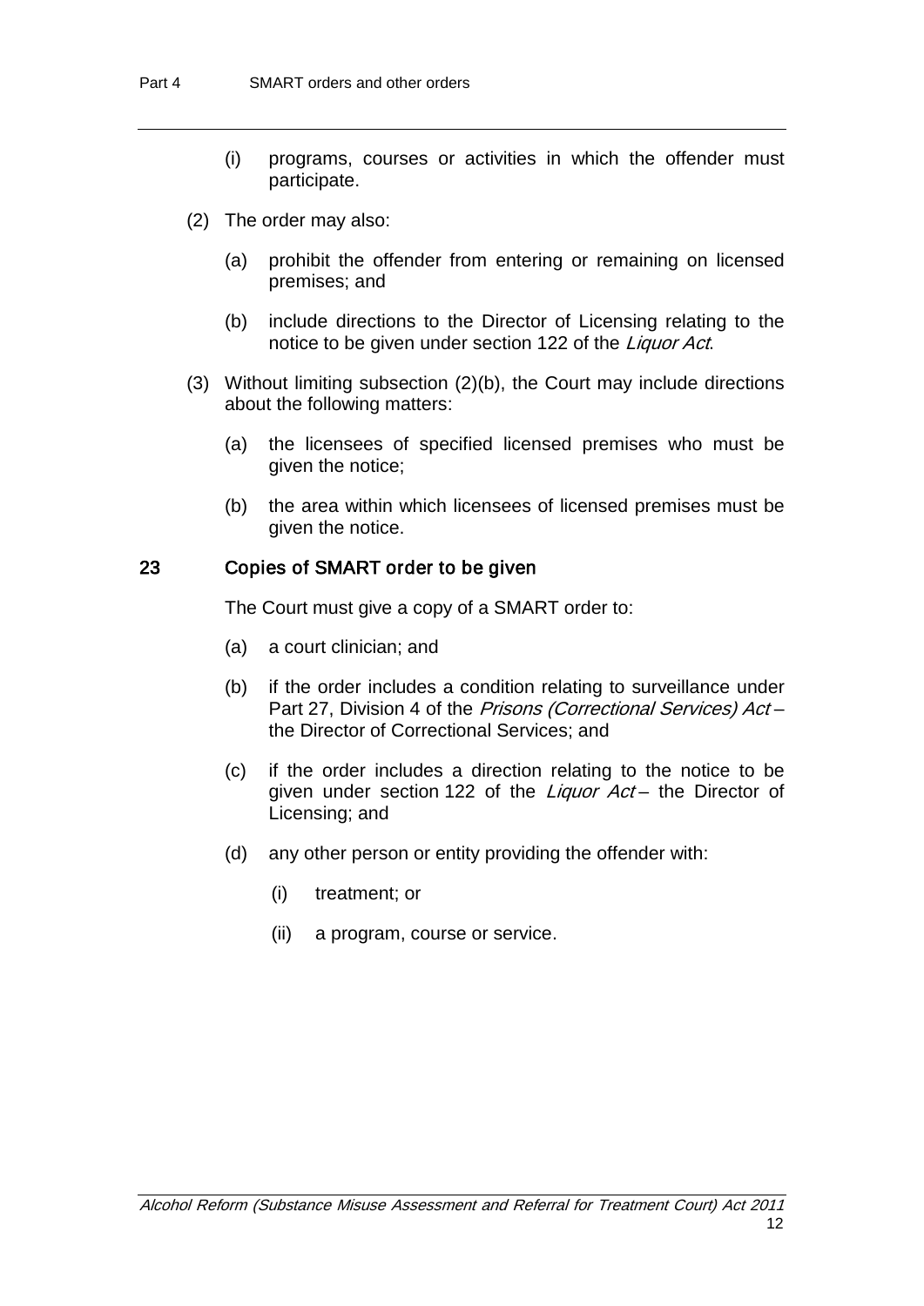(i) programs, courses or activities in which the offender must participate.

(2) The order may also:

(a) prohibit the offender from entering or remaining on licensed premises; and

(b) include directions to the Director of Licensing relating to the notice to be given under section 122 of the *Liquor Act*.

(3) Without limiting subsection (2)(b), the Court may include directions about the following matters:

(a) the licensees of specified licensed premises who must be given the notice;

(b) the area within which licensees of licensed premises must be given the notice.

### 23 Copies of SMART order to be given

The Court must give a copy of a SMART order to:

(a) a court clinician; and

(b) if the order includes a condition relating to surveillance under Part 27, Division 4 of the *Prisons (Correctional Services) Act* – the Director of Correctional Services; and

(c) if the order includes a direction relating to the notice to be given under section 122 of the *Liquor Act* – the Director of Licensing; and

(d) any other person or entity providing the offender with:

(i) treatment; or

(ii) a program, course or service.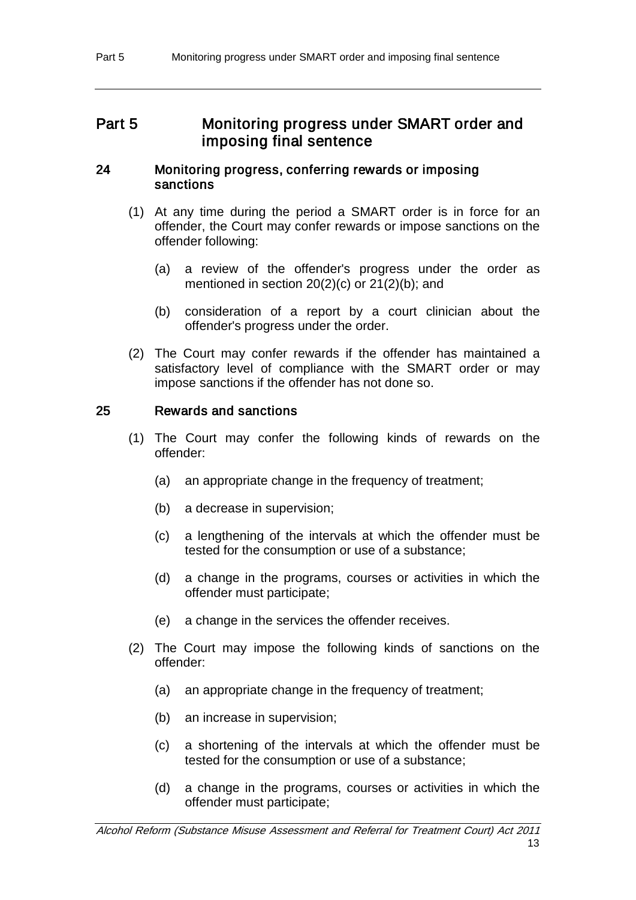# Part 5 Monitoring progress under SMART order and imposing final sentence

## 24 Monitoring progress, conferring rewards or imposing sanctions

(1) At any time during the period a SMART order is in force for an offender, the Court may confer rewards or impose sanctions on the offender following:

(a) a review of the offender's progress under the order as mentioned in section 20(2)(c) or 21(2)(b); and

(b) consideration of a report by a court clinician about the offender's progress under the order.

(2) The Court may confer rewards if the offender has maintained a satisfactory level of compliance with the SMART order or may impose sanctions if the offender has not done so.

## 25 Rewards and sanctions

(1) The Court may confer the following kinds of rewards on the offender:

(a) an appropriate change in the frequency of treatment;

(b) a decrease in supervision;

(c) a lengthening of the intervals at which the offender must be tested for the consumption or use of a substance;

(d) a change in the programs, courses or activities in which the offender must participate;

(e) a change in the services the offender receives.

(2) The Court may impose the following kinds of sanctions on the offender:

(a) an appropriate change in the frequency of treatment;

(b) an increase in supervision;

(c) a shortening of the intervals at which the offender must be tested for the consumption or use of a substance;

(d) a change in the programs, courses or activities in which the offender must participate;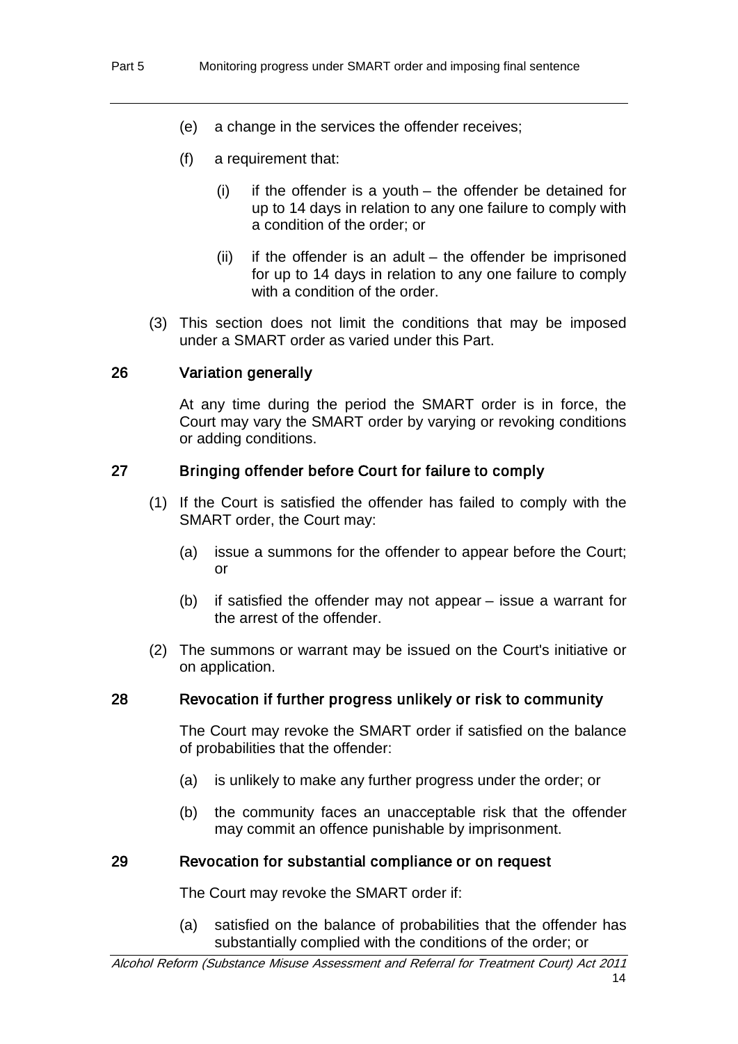(e) a change in the services the offender receives;

(f) a requirement that:

  (i) if the offender is a youth – the offender be detained for up to 14 days in relation to any one failure to comply with a condition of the order; or

  (ii) if the offender is an adult – the offender be imprisoned for up to 14 days in relation to any one failure to comply with a condition of the order.

(3) This section does not limit the conditions that may be imposed under a SMART order as varied under this Part.

### 26 Variation generally

At any time during the period the SMART order is in force, the Court may vary the SMART order by varying or revoking conditions or adding conditions.

### 27 Bringing offender before Court for failure to comply

(1) If the Court is satisfied the offender has failed to comply with the SMART order, the Court may:

  (a) issue a summons for the offender to appear before the Court; or

  (b) if satisfied the offender may not appear – issue a warrant for the arrest of the offender.

(2) The summons or warrant may be issued on the Court's initiative or on application.

### 28 Revocation if further progress unlikely or risk to community

The Court may revoke the SMART order if satisfied on the balance of probabilities that the offender:

(a) is unlikely to make any further progress under the order; or

(b) the community faces an unacceptable risk that the offender may commit an offence punishable by imprisonment.

### 29 Revocation for substantial compliance or on request

The Court may revoke the SMART order if:

(a) satisfied on the balance of probabilities that the offender has substantially complied with the conditions of the order; or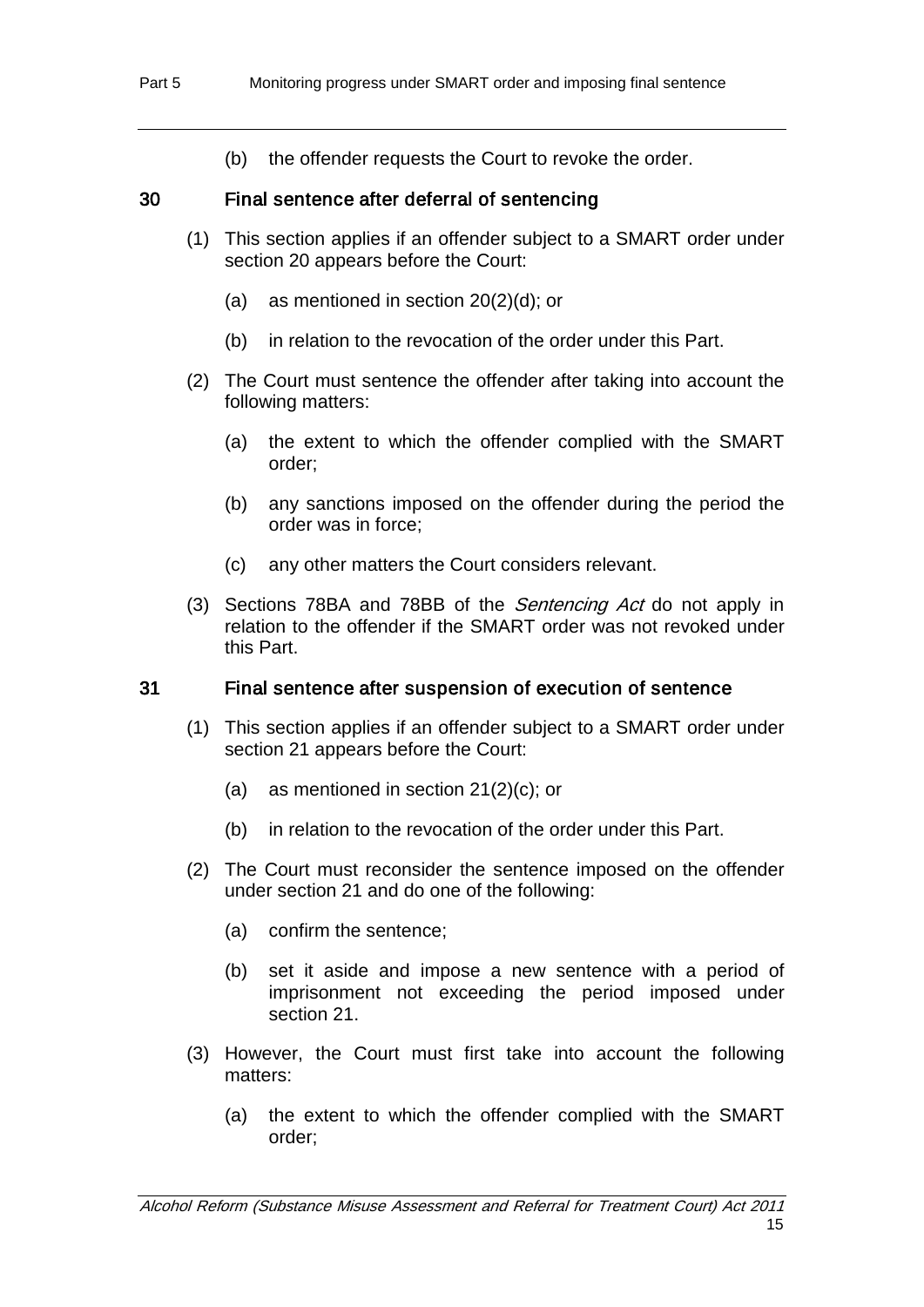(b) the offender requests the Court to revoke the order.

## 30 Final sentence after deferral of sentencing

(1) This section applies if an offender subject to a SMART order under section 20 appears before the Court:

(a) as mentioned in section 20(2)(d); or

(b) in relation to the revocation of the order under this Part.

(2) The Court must sentence the offender after taking into account the following matters:

(a) the extent to which the offender complied with the SMART order;

(b) any sanctions imposed on the offender during the period the order was in force;

(c) any other matters the Court considers relevant.

(3) Sections 78BA and 78BB of the *Sentencing Act* do not apply in relation to the offender if the SMART order was not revoked under this Part.

## 31 Final sentence after suspension of execution of sentence

(1) This section applies if an offender subject to a SMART order under section 21 appears before the Court:

(a) as mentioned in section 21(2)(c); or

(b) in relation to the revocation of the order under this Part.

(2) The Court must reconsider the sentence imposed on the offender under section 21 and do one of the following:

(a) confirm the sentence;

(b) set it aside and impose a new sentence with a period of imprisonment not exceeding the period imposed under section 21.

(3) However, the Court must first take into account the following matters:

(a) the extent to which the offender complied with the SMART order;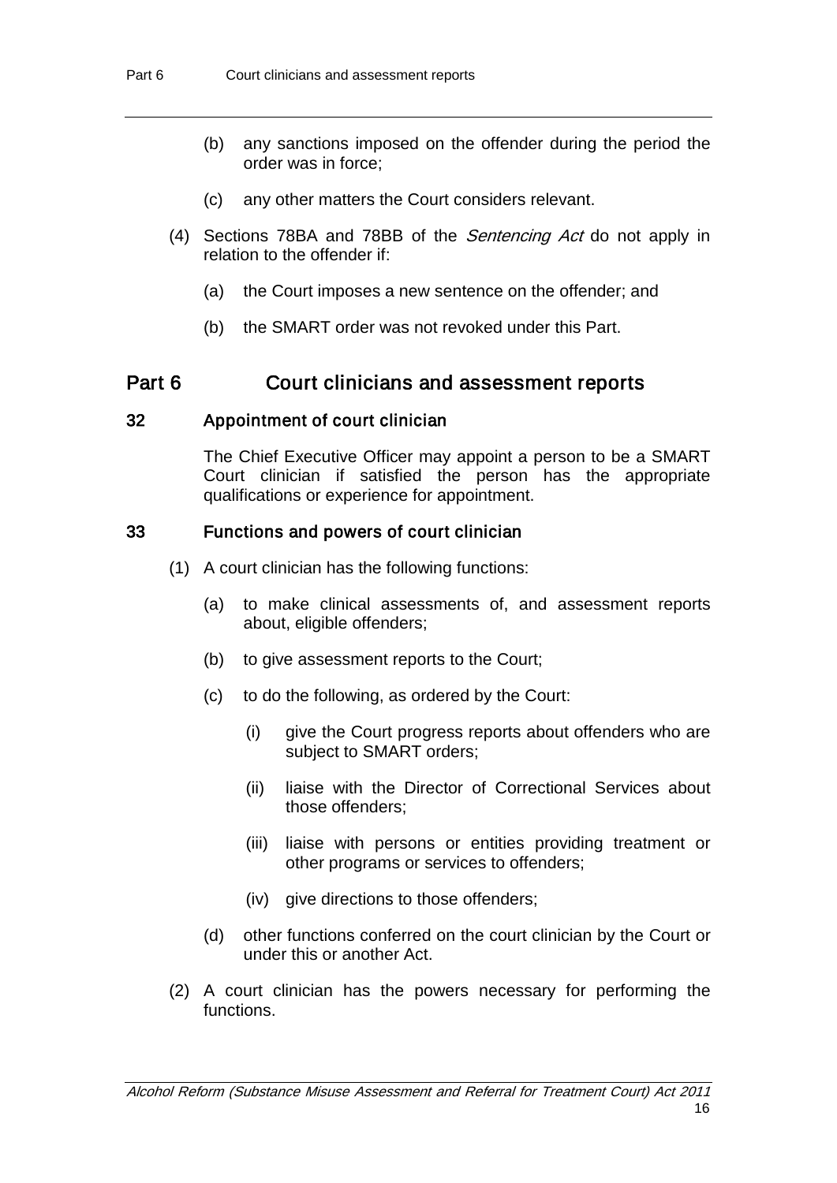(b) any sanctions imposed on the offender during the period the order was in force;

(c) any other matters the Court considers relevant.

(4) Sections 78BA and 78BB of the *Sentencing Act* do not apply in relation to the offender if:

(a) the Court imposes a new sentence on the offender; and

(b) the SMART order was not revoked under this Part.

## Part 6 Court clinicians and assessment reports

### 32 Appointment of court clinician

The Chief Executive Officer may appoint a person to be a SMART Court clinician if satisfied the person has the appropriate qualifications or experience for appointment.

### 33 Functions and powers of court clinician

(1) A court clinician has the following functions:

(a) to make clinical assessments of, and assessment reports about, eligible offenders;

(b) to give assessment reports to the Court;

(c) to do the following, as ordered by the Court:

(i) give the Court progress reports about offenders who are subject to SMART orders;

(ii) liaise with the Director of Correctional Services about those offenders;

(iii) liaise with persons or entities providing treatment or other programs or services to offenders;

(iv) give directions to those offenders;

(d) other functions conferred on the court clinician by the Court or under this or another Act.

(2) A court clinician has the powers necessary for performing the functions.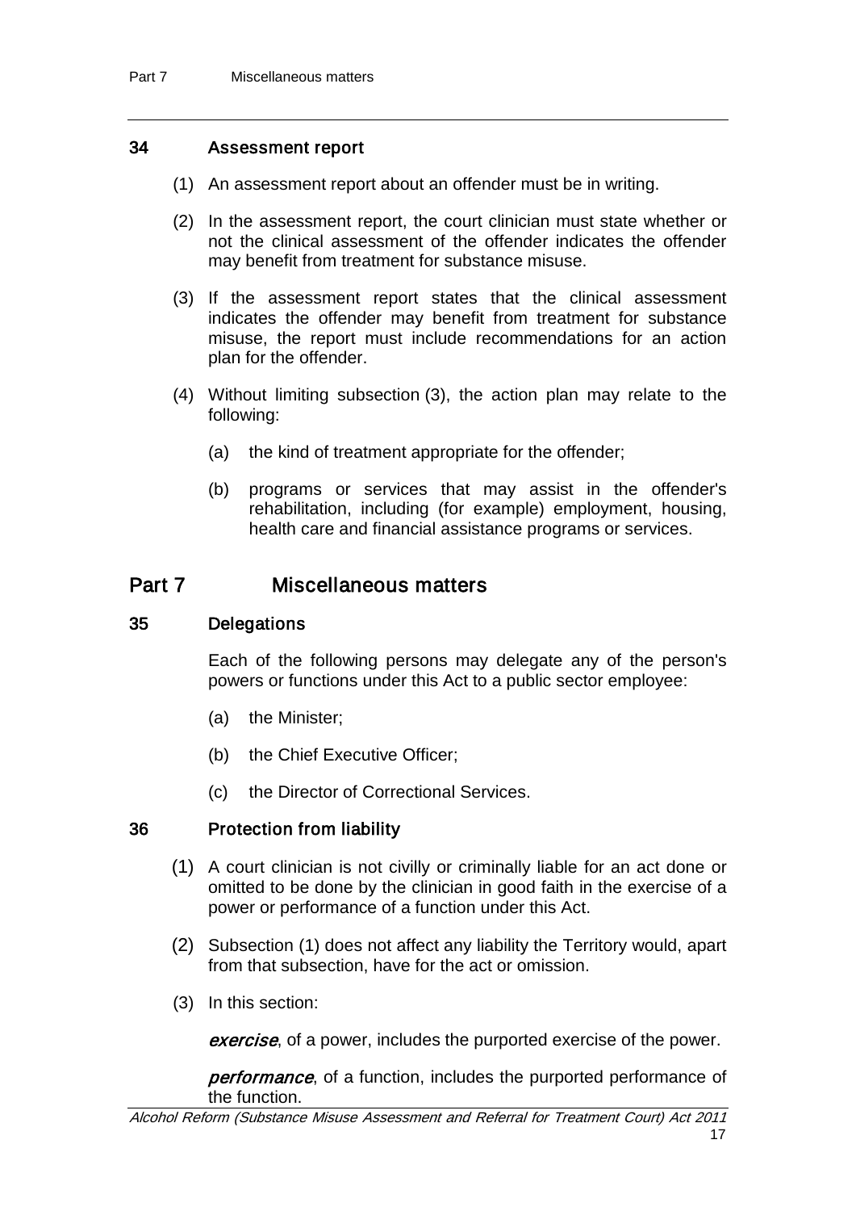### 34 Assessment report

(1) An assessment report about an offender must be in writing.

(2) In the assessment report, the court clinician must state whether or not the clinical assessment of the offender indicates the offender may benefit from treatment for substance misuse.

(3) If the assessment report states that the clinical assessment indicates the offender may benefit from treatment for substance misuse, the report must include recommendations for an action plan for the offender.

(4) Without limiting subsection (3), the action plan may relate to the following:

(a) the kind of treatment appropriate for the offender;

(b) programs or services that may assist in the offender's rehabilitation, including (for example) employment, housing, health care and financial assistance programs or services.

## Part 7 Miscellaneous matters

### 35 Delegations

Each of the following persons may delegate any of the person's powers or functions under this Act to a public sector employee:

(a) the Minister;

(b) the Chief Executive Officer;

(c) the Director of Correctional Services.

### 36 Protection from liability

(1) A court clinician is not civilly or criminally liable for an act done or omitted to be done by the clinician in good faith in the exercise of a power or performance of a function under this Act.

(2) Subsection (1) does not affect any liability the Territory would, apart from that subsection, have for the act or omission.

(3) In this section:

***exercise***, of a power, includes the purported exercise of the power.

***performance***, of a function, includes the purported performance of the function.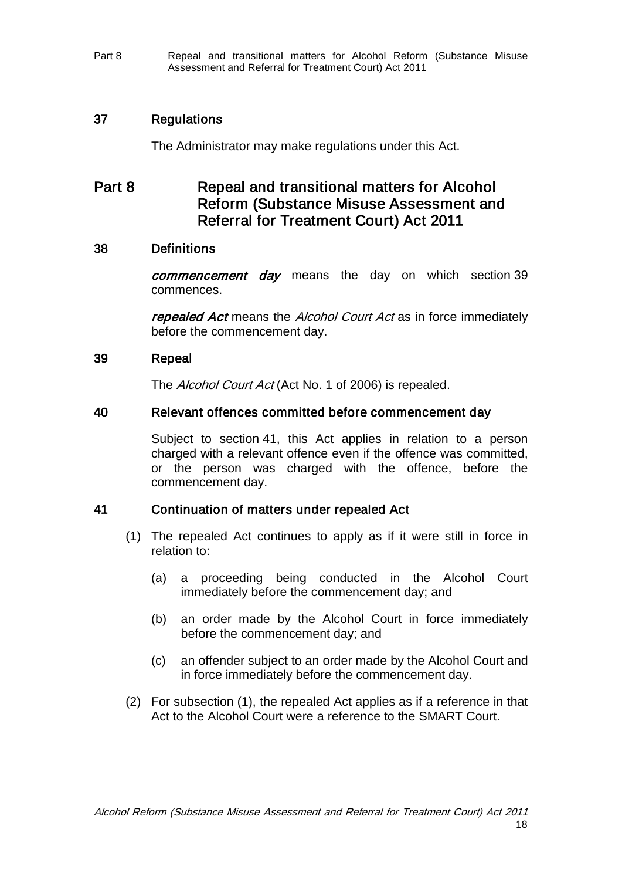### 37 Regulations

The Administrator may make regulations under this Act.

## Part 8 Repeal and transitional matters for Alcohol Reform (Substance Misuse Assessment and Referral for Treatment Court) Act 2011

### 38 Definitions

***commencement day*** means the day on which section 39 commences.

***repealed Act*** means the *Alcohol Court Act* as in force immediately before the commencement day.

### 39 Repeal

The *Alcohol Court Act* (Act No. 1 of 2006) is repealed.

### 40 Relevant offences committed before commencement day

Subject to section 41, this Act applies in relation to a person charged with a relevant offence even if the offence was committed, or the person was charged with the offence, before the commencement day.

### 41 Continuation of matters under repealed Act

(1) The repealed Act continues to apply as if it were still in force in relation to:

(a) a proceeding being conducted in the Alcohol Court immediately before the commencement day; and

(b) an order made by the Alcohol Court in force immediately before the commencement day; and

(c) an offender subject to an order made by the Alcohol Court and in force immediately before the commencement day.

(2) For subsection (1), the repealed Act applies as if a reference in that Act to the Alcohol Court were a reference to the SMART Court.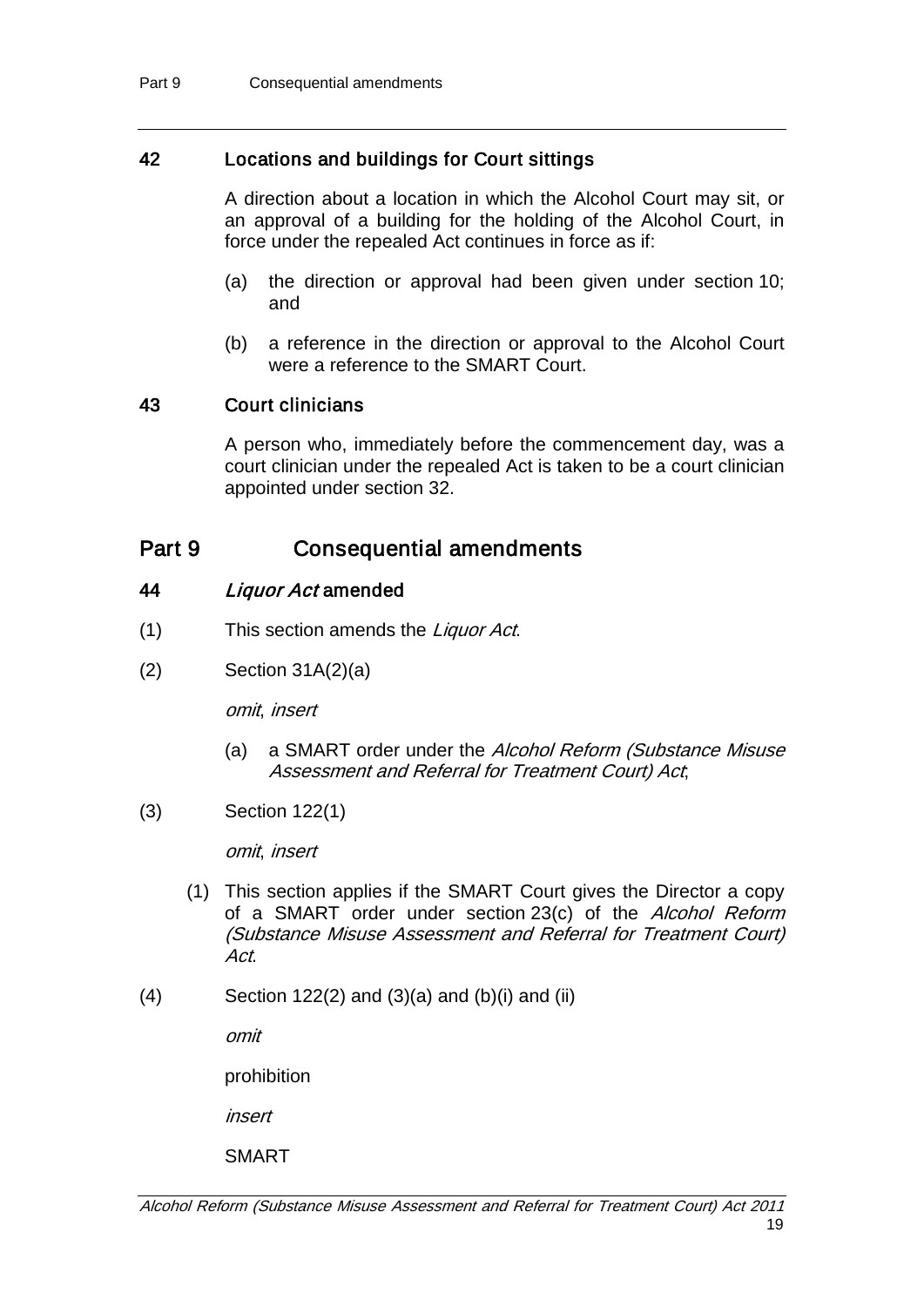### 42 Locations and buildings for Court sittings

A direction about a location in which the Alcohol Court may sit, or an approval of a building for the holding of the Alcohol Court, in force under the repealed Act continues in force as if:

(a) the direction or approval had been given under section 10; and

(b) a reference in the direction or approval to the Alcohol Court were a reference to the SMART Court.

### 43 Court clinicians

A person who, immediately before the commencement day, was a court clinician under the repealed Act is taken to be a court clinician appointed under section 32.

## Part 9 Consequential amendments

### 44 *Liquor Act* amended

(1) This section amends the *Liquor Act*.

(2) Section 31A(2)(a)

*omit*, *insert*

(a) a SMART order under the *Alcohol Reform (Substance Misuse Assessment and Referral for Treatment Court) Act*;

(3) Section 122(1)

*omit*, *insert*

(1) This section applies if the SMART Court gives the Director a copy of a SMART order under section 23(c) of the *Alcohol Reform (Substance Misuse Assessment and Referral for Treatment Court) Act*.

(4) Section 122(2) and (3)(a) and (b)(i) and (ii)

*omit*

prohibition

*insert*

SMART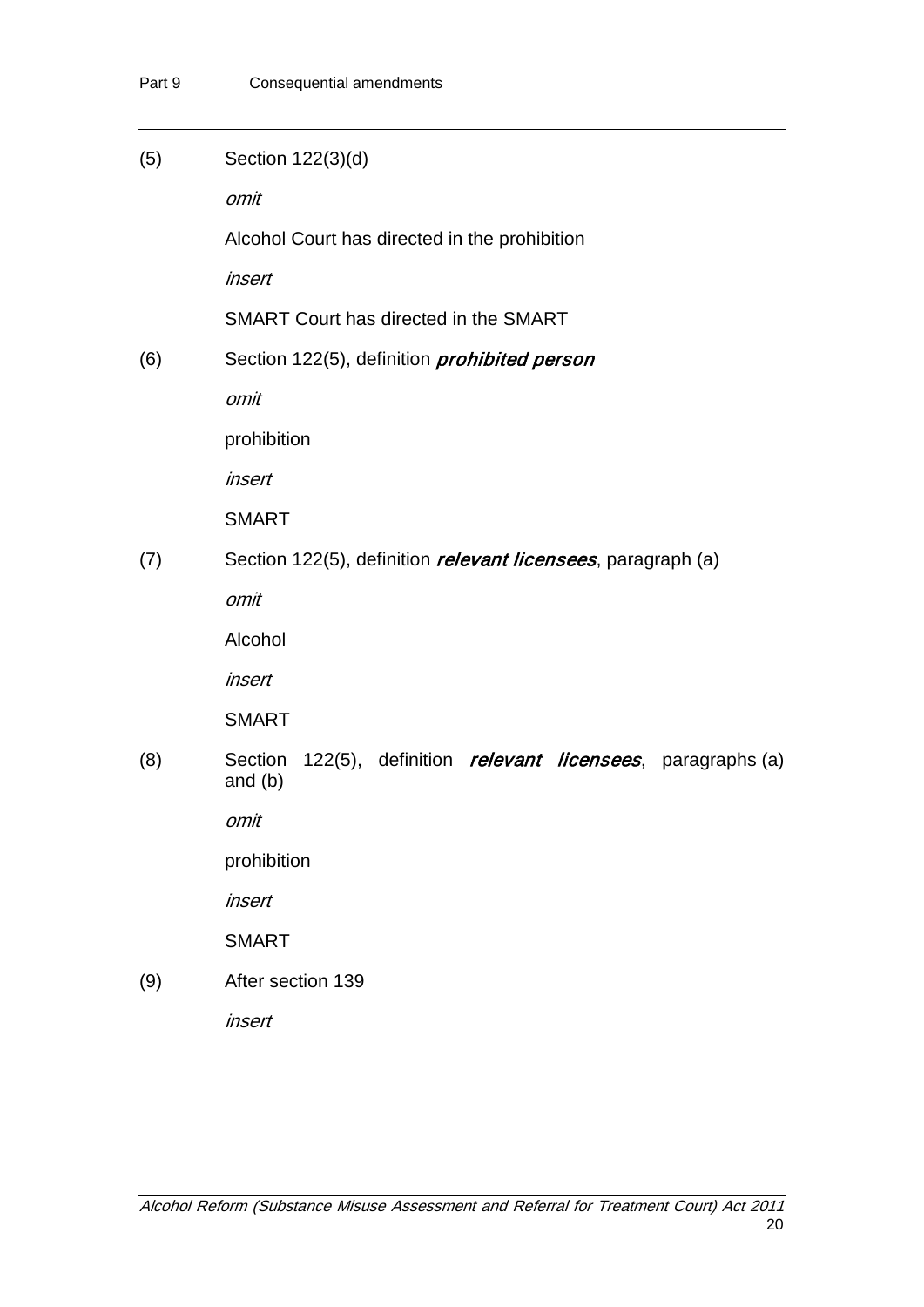(5) Section 122(3)(d)

*omit*

Alcohol Court has directed in the prohibition

*insert*

SMART Court has directed in the SMART

(6) Section 122(5), definition ***prohibited person***

*omit*

prohibition

*insert*

SMART

(7) Section 122(5), definition ***relevant licensees***, paragraph (a)

*omit*

Alcohol

*insert*

SMART

(8) Section 122(5), definition ***relevant licensees***, paragraphs (a) and (b)

*omit*

prohibition

*insert*

SMART

(9) After section 139

*insert*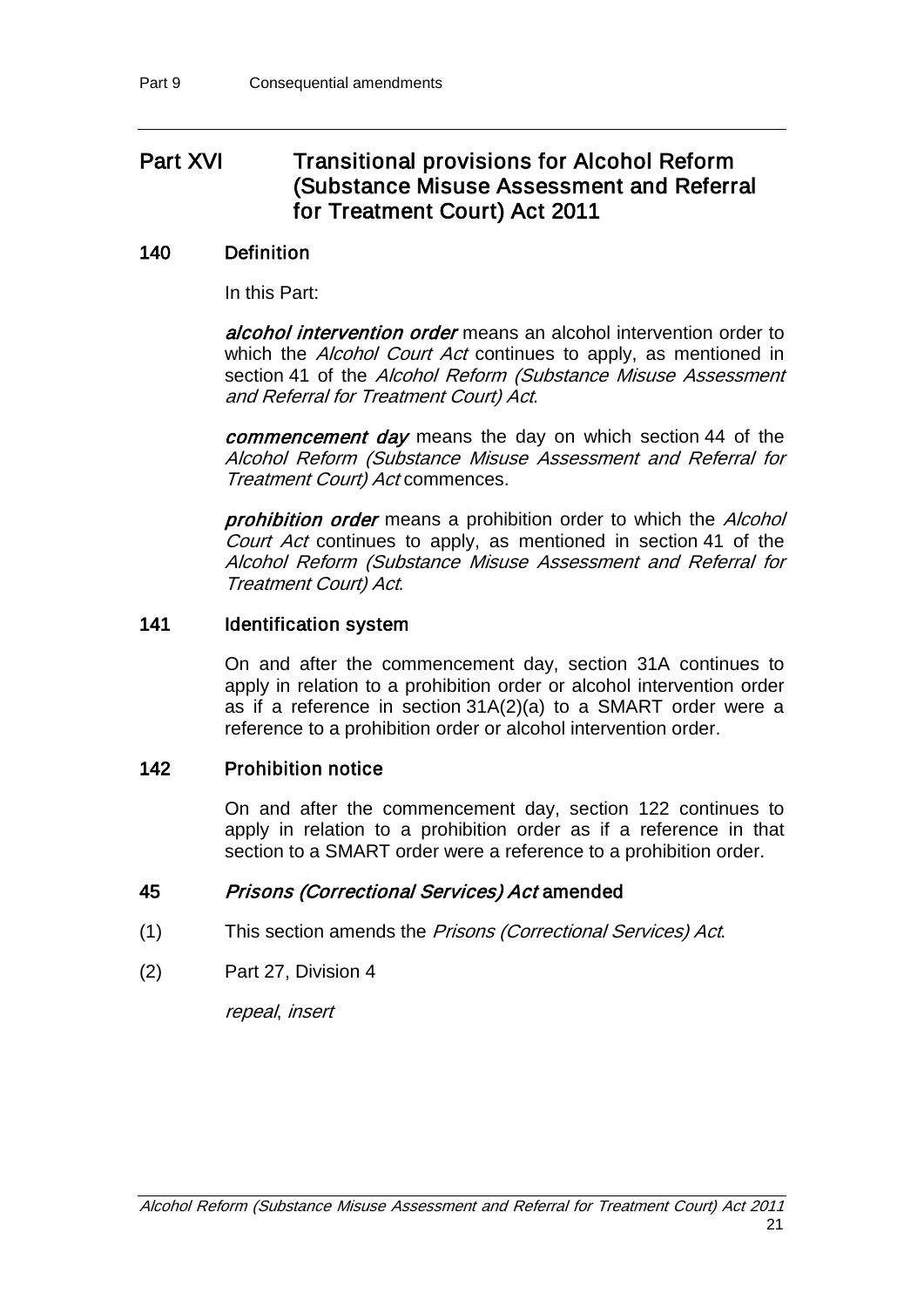## Part XVI Transitional provisions for Alcohol Reform (Substance Misuse Assessment and Referral for Treatment Court) Act 2011

### 140 Definition

In this Part:

***alcohol intervention order*** means an alcohol intervention order to which the *Alcohol Court Act* continues to apply, as mentioned in section 41 of the *Alcohol Reform (Substance Misuse Assessment and Referral for Treatment Court) Act*.

***commencement day*** means the day on which section 44 of the *Alcohol Reform (Substance Misuse Assessment and Referral for Treatment Court) Act* commences.

***prohibition order*** means a prohibition order to which the *Alcohol Court Act* continues to apply, as mentioned in section 41 of the *Alcohol Reform (Substance Misuse Assessment and Referral for Treatment Court) Act*.

### 141 Identification system

On and after the commencement day, section 31A continues to apply in relation to a prohibition order or alcohol intervention order as if a reference in section 31A(2)(a) to a SMART order were a reference to a prohibition order or alcohol intervention order.

### 142 Prohibition notice

On and after the commencement day, section 122 continues to apply in relation to a prohibition order as if a reference in that section to a SMART order were a reference to a prohibition order.

### 45 *Prisons (Correctional Services) Act* amended

(1) This section amends the *Prisons (Correctional Services) Act*.

(2) Part 27, Division 4

*repeal*, *insert*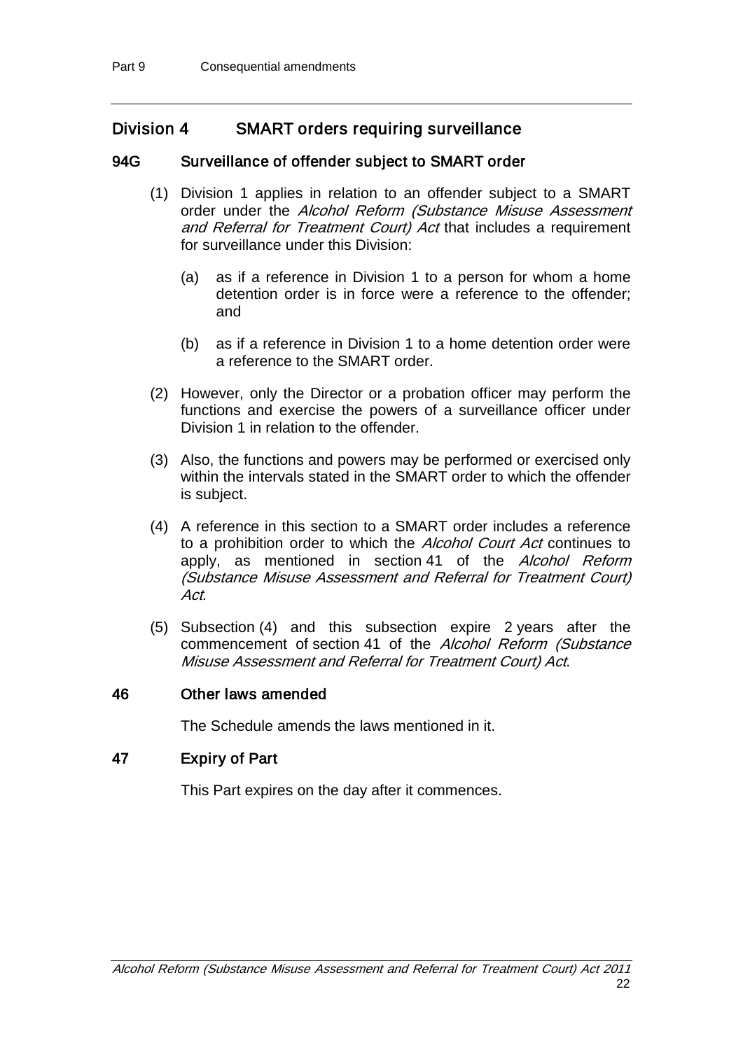## Division 4 SMART orders requiring surveillance

### 94G Surveillance of offender subject to SMART order

(1) Division 1 applies in relation to an offender subject to a SMART order under the *Alcohol Reform (Substance Misuse Assessment and Referral for Treatment Court) Act* that includes a requirement for surveillance under this Division:

(a) as if a reference in Division 1 to a person for whom a home detention order is in force were a reference to the offender; and

(b) as if a reference in Division 1 to a home detention order were a reference to the SMART order.

(2) However, only the Director or a probation officer may perform the functions and exercise the powers of a surveillance officer under Division 1 in relation to the offender.

(3) Also, the functions and powers may be performed or exercised only within the intervals stated in the SMART order to which the offender is subject.

(4) A reference in this section to a SMART order includes a reference to a prohibition order to which the *Alcohol Court Act* continues to apply, as mentioned in section 41 of the *Alcohol Reform (Substance Misuse Assessment and Referral for Treatment Court) Act*.

(5) Subsection (4) and this subsection expire 2 years after the commencement of section 41 of the *Alcohol Reform (Substance Misuse Assessment and Referral for Treatment Court) Act*.

### 46 Other laws amended

The Schedule amends the laws mentioned in it.

### 47 Expiry of Part

This Part expires on the day after it commences.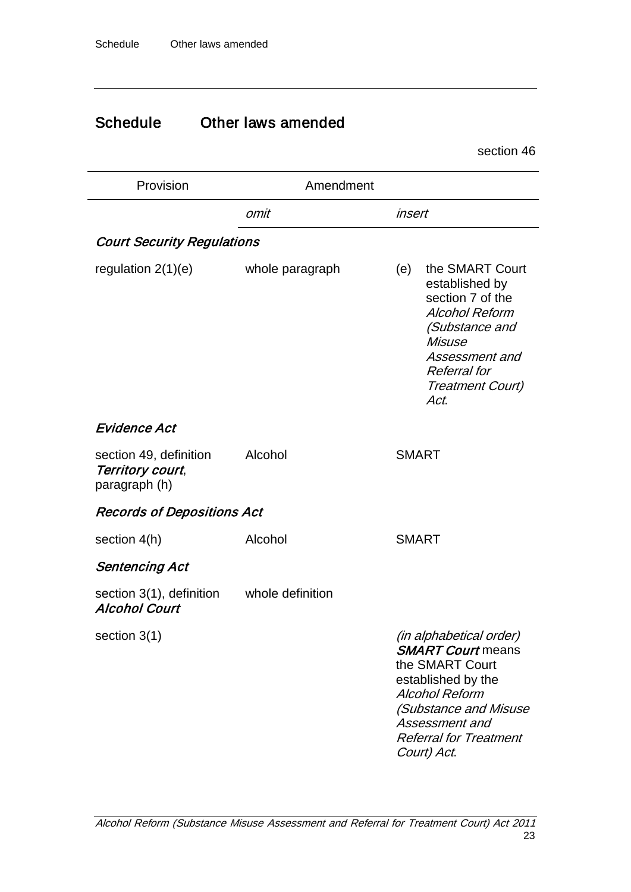## Schedule Other laws amended

section 46

| Provision | Amendment | |
|---|---|---|
| | *omit* | *insert* |
| ***Court Security Regulations*** | | |
| regulation 2(1)(e) | whole paragraph | (e) the SMART Court established by section 7 of the *Alcohol Reform (Substance and Misuse Assessment and Referral for Treatment Court) Act*. |
| ***Evidence Act*** | | |
| section 49, definition ***Territory court***, paragraph (h) | Alcohol | SMART |
| ***Records of Depositions Act*** | | |
| section 4(h) | Alcohol | SMART |
| ***Sentencing Act*** | | |
| section 3(1), definition ***Alcohol Court*** | whole definition | |
| section 3(1) | | *(in alphabetical order)* ***SMART Court*** means the SMART Court established by the *Alcohol Reform (Substance and Misuse Assessment and Referral for Treatment Court) Act*. |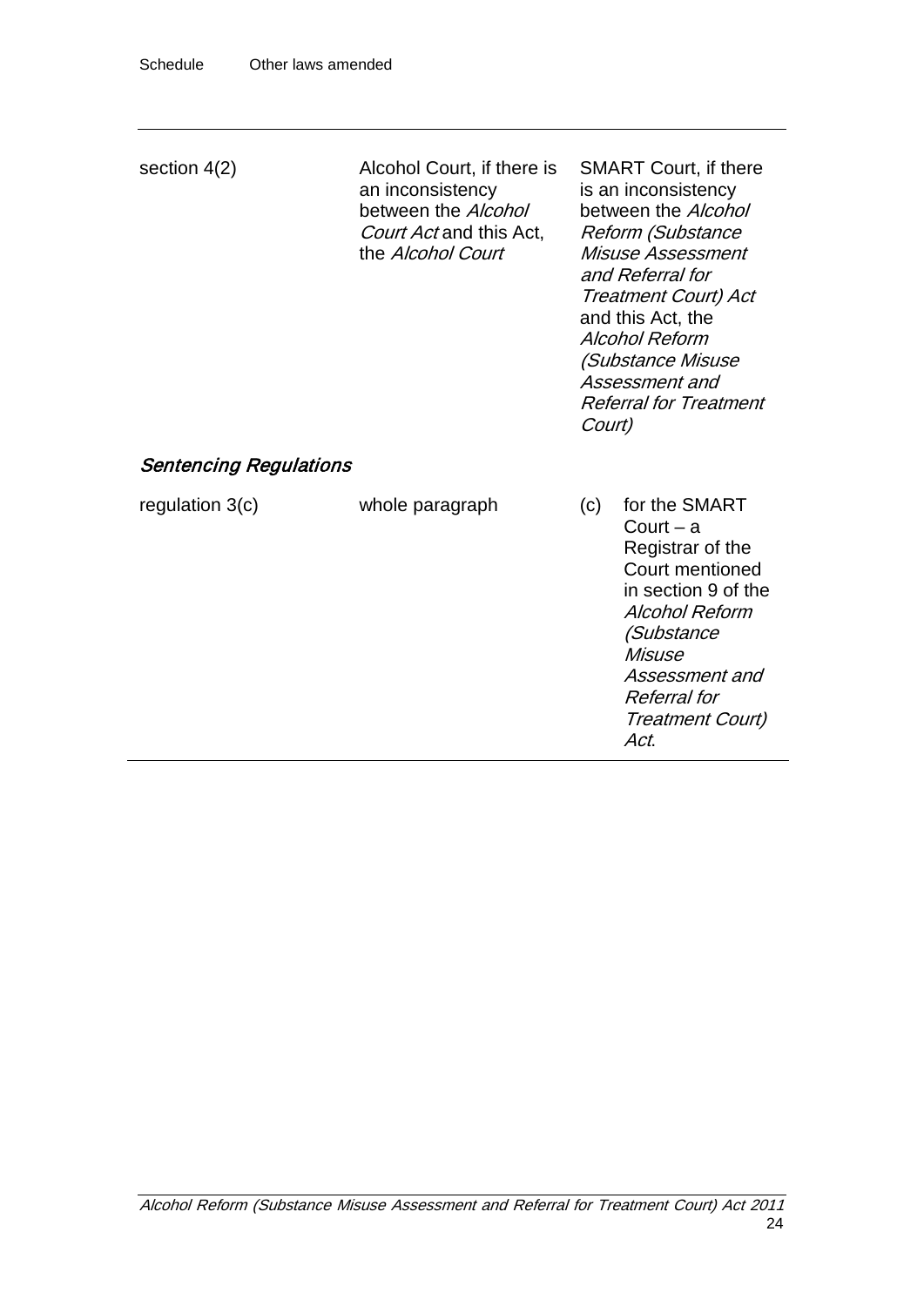| | | |
|---|---|---|
| section 4(2) | Alcohol Court, if there is an inconsistency between the *Alcohol Court Act* and this Act, the *Alcohol Court* | SMART Court, if there is an inconsistency between the *Alcohol Reform (Substance Misuse Assessment and Referral for Treatment Court) Act* and this Act, the *Alcohol Reform (Substance Misuse Assessment and Referral for Treatment Court)* |

### *Sentencing Regulations*

| | | |
|---|---|---|
| regulation 3(c) | whole paragraph | (c) for the SMART Court – a Registrar of the Court mentioned in section 9 of the *Alcohol Reform (Substance Misuse Assessment and Referral for Treatment Court) Act*. |